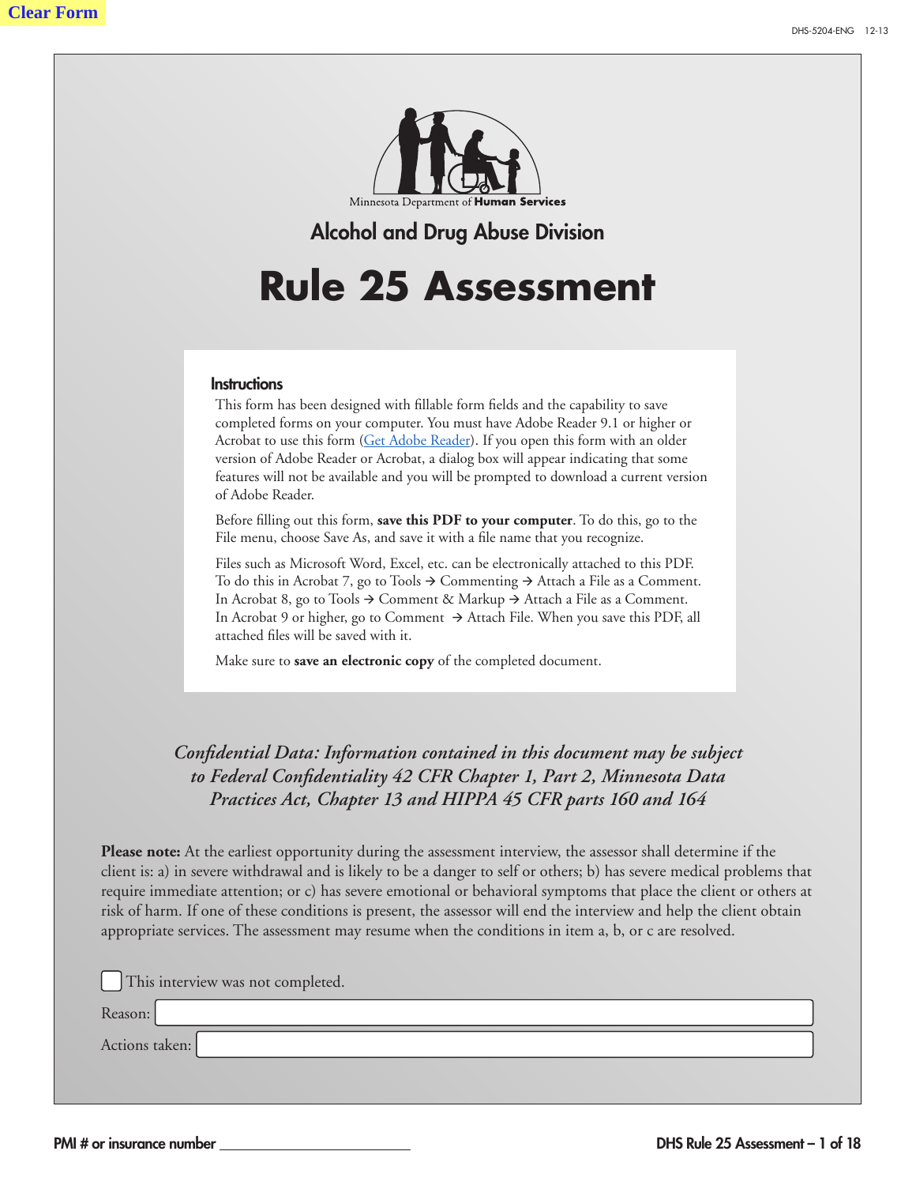Clear Form

DHS-5204-ENG 12-13

Minnesota Department of **Human Services**

## Alcohol and Drug Abuse Division

# Rule 25 Assessment

### Instructions

This form has been designed with fillable form fields and the capability to save completed forms on your computer. You must have Adobe Reader 9.1 or higher or Acrobat to use this form (Get Adobe Reader). If you open this form with an older version of Adobe Reader or Acrobat, a dialog box will appear indicating that some features will not be available and you will be prompted to download a current version of Adobe Reader.

Before filling out this form, **save this PDF to your computer**. To do this, go to the File menu, choose Save As, and save it with a file name that you recognize.

Files such as Microsoft Word, Excel, etc. can be electronically attached to this PDF. To do this in Acrobat 7, go to Tools → Commenting → Attach a File as a Comment. In Acrobat 8, go to Tools → Comment & Markup → Attach a File as a Comment. In Acrobat 9 or higher, go to Comment → Attach File. When you save this PDF, all attached files will be saved with it.

Make sure to **save an electronic copy** of the completed document.

*Confidential Data: Information contained in this document may be subject to Federal Confidentiality 42 CFR Chapter 1, Part 2, Minnesota Data Practices Act, Chapter 13 and HIPPA 45 CFR parts 160 and 164*

**Please note:** At the earliest opportunity during the assessment interview, the assessor shall determine if the client is: a) in severe withdrawal and is likely to be a danger to self or others; b) has severe medical problems that require immediate attention; or c) has severe emotional or behavioral symptoms that place the client or others at risk of harm. If one of these conditions is present, the assessor will end the interview and help the client obtain appropriate services. The assessment may resume when the conditions in item a, b, or c are resolved.

☐ This interview was not completed.

Reason: ______________________________

Actions taken: ______________________________

PMI # or insurance number ______________________________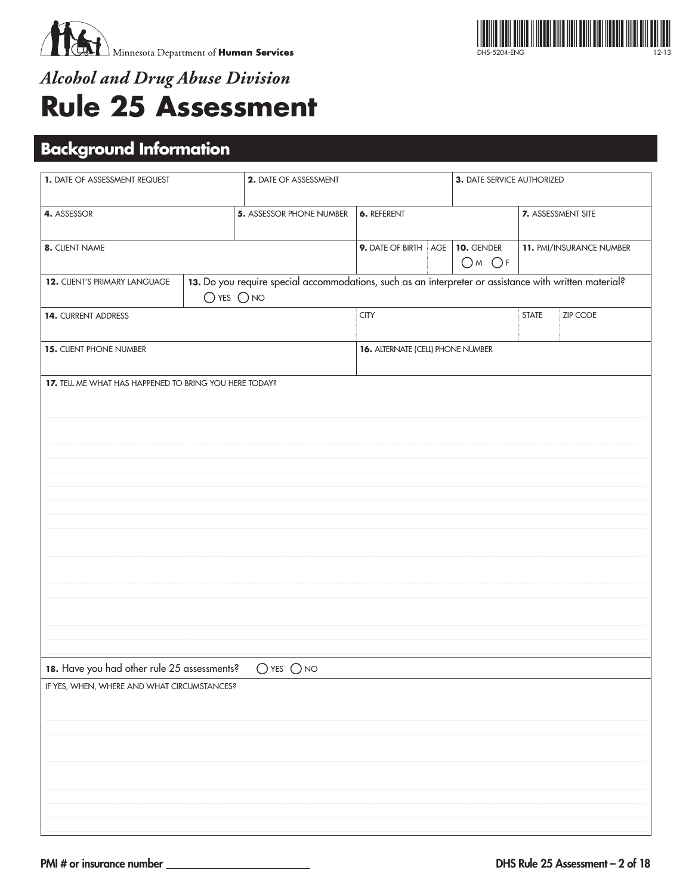Minnesota Department of **Human Services**

DHS-5204-ENG 12-13

## *Alcohol and Drug Abuse Division*

# Rule 25 Assessment

## Background Information

| **1.** DATE OF ASSESSMENT REQUEST | **2.** DATE OF ASSESSMENT | **3.** DATE SERVICE AUTHORIZED |
|---|---|---|
| | | |

| **4.** ASSESSOR | **5.** ASSESSOR PHONE NUMBER | **6.** REFERENT | **7.** ASSESSMENT SITE |
|---|---|---|---|
| | | | |

| **8.** CLIENT NAME | **9.** DATE OF BIRTH | AGE | **10.** GENDER | **11.** PMI/INSURANCE NUMBER |
|---|---|---|---|---|
| | | | ◯ M ◯ F | |

| **12.** CLIENT'S PRIMARY LANGUAGE | **13.** Do you require special accommodations, such as an interpreter or assistance with written material? |
|---|---|
| | ◯ YES ◯ NO |

| **14.** CURRENT ADDRESS | CITY | STATE | ZIP CODE |
|---|---|---|---|
| | | | |

| **15.** CLIENT PHONE NUMBER | **16.** ALTERNATE (CELL) PHONE NUMBER |
|---|---|
| | |

**17.** TELL ME WHAT HAS HAPPENED TO BRING YOU HERE TODAY?

**18.** Have you had other rule 25 assessments? ◯ YES ◯ NO

IF YES, WHEN, WHERE AND WHAT CIRCUMSTANCES?

PMI # or insurance number ____________________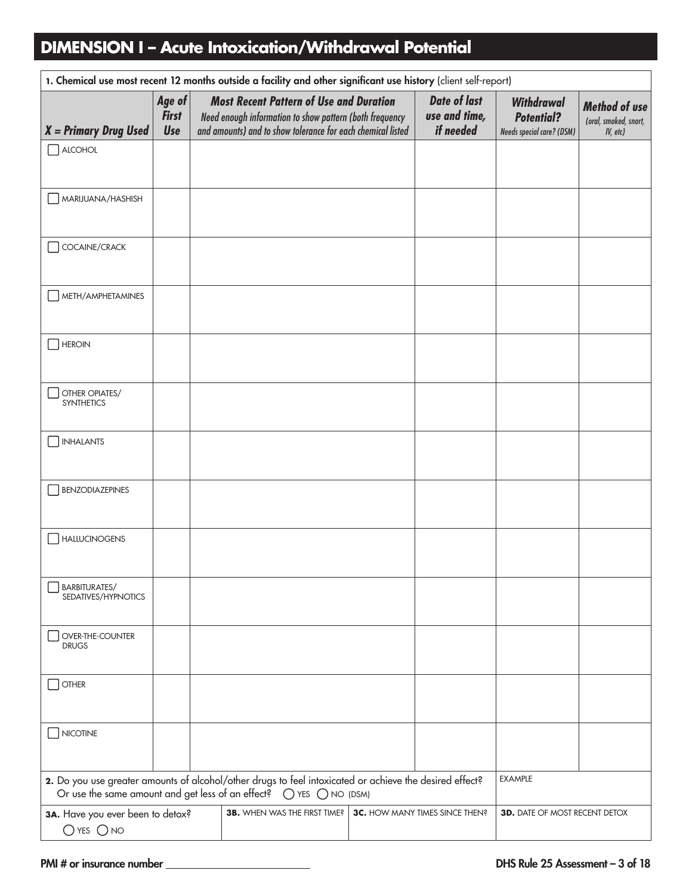# DIMENSION I – Acute Intoxication/Withdrawal Potential

**1. Chemical use most recent 12 months outside a facility and other significant use history** (client self-report)

| *X = Primary Drug Used* | *Age of First Use* | *Most Recent Pattern of Use and Duration* Need enough information to show pattern (both frequency and amounts) and to show tolerance for each chemical listed | *Date of last use and time, if needed* | *Withdrawal Potential?* Needs special care? (DSM) | *Method of use* (oral, smoked, snort, IV, etc) |
|---|---|---|---|---|---|
| ☐ ALCOHOL | | | | | |
| ☐ MARIJUANA/HASHISH | | | | | |
| ☐ COCAINE/CRACK | | | | | |
| ☐ METH/AMPHETAMINES | | | | | |
| ☐ HEROIN | | | | | |
| ☐ OTHER OPIATES/ SYNTHETICS | | | | | |
| ☐ INHALANTS | | | | | |
| ☐ BENZODIAZEPINES | | | | | |
| ☐ HALLUCINOGENS | | | | | |
| ☐ BARBITURATES/ SEDATIVES/HYPNOTICS | | | | | |
| ☐ OVER-THE-COUNTER DRUGS | | | | | |
| ☐ OTHER | | | | | |
| ☐ NICOTINE | | | | | |

**2.** Do you use greater amounts of alcohol/other drugs to feel intoxicated or achieve the desired effect? Or use the same amount and get less of an effect? ◯ YES ◯ NO (DSM)

EXAMPLE

| **3A.** Have you ever been to detox? ◯ YES ◯ NO | **3B.** WHEN WAS THE FIRST TIME? | **3C.** HOW MANY TIMES SINCE THEN? | **3D.** DATE OF MOST RECENT DETOX |
|---|---|---|---|
| | | | |

PMI # or insurance number ___________________________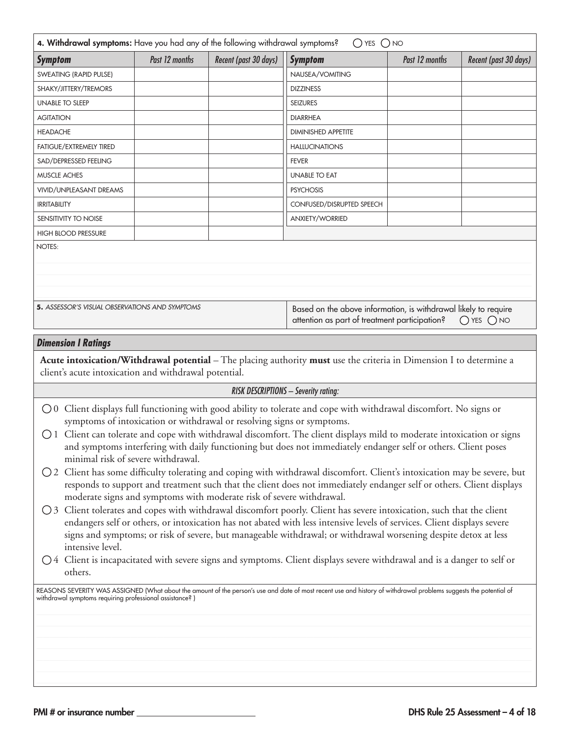**4. Withdrawal symptoms:** Have you had any of the following withdrawal symptoms? ◯ YES ◯ NO

| *Symptom* | *Past 12 months* | *Recent (past 30 days)* | *Symptom* | *Past 12 months* | *Recent (past 30 days)* |
|---|---|---|---|---|---|
| SWEATING (RAPID PULSE) | | | NAUSEA/VOMITING | | |
| SHAKY/JITTERY/TREMORS | | | DIZZINESS | | |
| UNABLE TO SLEEP | | | SEIZURES | | |
| AGITATION | | | DIARRHEA | | |
| HEADACHE | | | DIMINISHED APPETITE | | |
| FATIGUE/EXTREMELY TIRED | | | HALLUCINATIONS | | |
| SAD/DEPRESSED FEELING | | | FEVER | | |
| MUSCLE ACHES | | | UNABLE TO EAT | | |
| VIVID/UNPLEASANT DREAMS | | | PSYCHOSIS | | |
| IRRITABILITY | | | CONFUSED/DISRUPTED SPEECH | | |
| SENSITIVITY TO NOISE | | | ANXIETY/WORRIED | | |
| HIGH BLOOD PRESSURE | | | | | |

NOTES:

**5.** *ASSESSOR'S VISUAL OBSERVATIONS AND SYMPTOMS*

Based on the above information, is withdrawal likely to require attention as part of treatment participation? ◯ YES ◯ NO

## *Dimension I Ratings*

**Acute intoxication/Withdrawal potential** – The placing authority **must** use the criteria in Dimension I to determine a client's acute intoxication and withdrawal potential.

*RISK DESCRIPTIONS – Severity rating:*

◯ 0 Client displays full functioning with good ability to tolerate and cope with withdrawal discomfort. No signs or symptoms of intoxication or withdrawal or resolving signs or symptoms.

◯ 1 Client can tolerate and cope with withdrawal discomfort. The client displays mild to moderate intoxication or signs and symptoms interfering with daily functioning but does not immediately endanger self or others. Client poses minimal risk of severe withdrawal.

◯ 2 Client has some difficulty tolerating and coping with withdrawal discomfort. Client's intoxication may be severe, but responds to support and treatment such that the client does not immediately endanger self or others. Client displays moderate signs and symptoms with moderate risk of severe withdrawal.

◯ 3 Client tolerates and copes with withdrawal discomfort poorly. Client has severe intoxication, such that the client endangers self or others, or intoxication has not abated with less intensive levels of services. Client displays severe signs and symptoms; or risk of severe, but manageable withdrawal; or withdrawal worsening despite detox at less intensive level.

◯ 4 Client is incapacitated with severe signs and symptoms. Client displays severe withdrawal and is a danger to self or others.

REASONS SEVERITY WAS ASSIGNED (What about the amount of the person's use and date of most recent use and history of withdrawal problems suggests the potential of withdrawal symptoms requiring professional assistance? )

**PMI # or insurance number** ______________________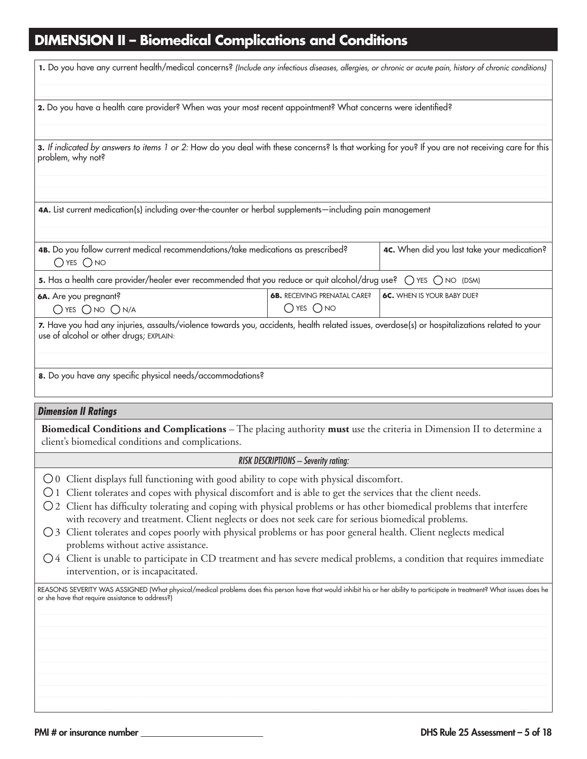## DIMENSION II – Biomedical Complications and Conditions

**1.** Do you have any current health/medical concerns? *(Include any infectious diseases, allergies, or chronic or acute pain, history of chronic conditions)*

**2.** Do you have a health care provider? When was your most recent appointment? What concerns were identified?

**3.** *If indicated by answers to items 1 or 2:* How do you deal with these concerns? Is that working for you? If you are not receiving care for this problem, why not?

**4A.** List current medication(s) including over-the-counter or herbal supplements—including pain management

| **4B.** Do you follow current medical recommendations/take medications as prescribed? ◯ YES ◯ NO | **4C.** When did you last take your medication? |
|---|---|

**5.** Has a health care provider/healer ever recommended that you reduce or quit alcohol/drug use? ◯ YES ◯ NO (DSM)

| **6A.** Are you pregnant? ◯ YES ◯ NO ◯ N/A | **6B.** RECEIVING PRENATAL CARE? ◯ YES ◯ NO | **6C.** WHEN IS YOUR BABY DUE? |
|---|---|---|

**7.** Have you had any injuries, assaults/violence towards you, accidents, health related issues, overdose(s) or hospitalizations related to your use of alcohol or other drugs; EXPLAIN:

**8.** Do you have any specific physical needs/accommodations?

### *Dimension II Ratings*

**Biomedical Conditions and Complications** – The placing authority **must** use the criteria in Dimension II to determine a client's biomedical conditions and complications.

*RISK DESCRIPTIONS – Severity rating:*

- ◯ 0 Client displays full functioning with good ability to cope with physical discomfort.
- ◯ 1 Client tolerates and copes with physical discomfort and is able to get the services that the client needs.
- ◯ 2 Client has difficulty tolerating and coping with physical problems or has other biomedical problems that interfere with recovery and treatment. Client neglects or does not seek care for serious biomedical problems.
- ◯ 3 Client tolerates and copes poorly with physical problems or has poor general health. Client neglects medical problems without active assistance.
- ◯ 4 Client is unable to participate in CD treatment and has severe medical problems, a condition that requires immediate intervention, or is incapacitated.

REASONS SEVERITY WAS ASSIGNED (What physical/medical problems does this person have that would inhibit his or her ability to participate in treatment? What issues does he or she have that require assistance to address?)

**PMI # or insurance number** ____________________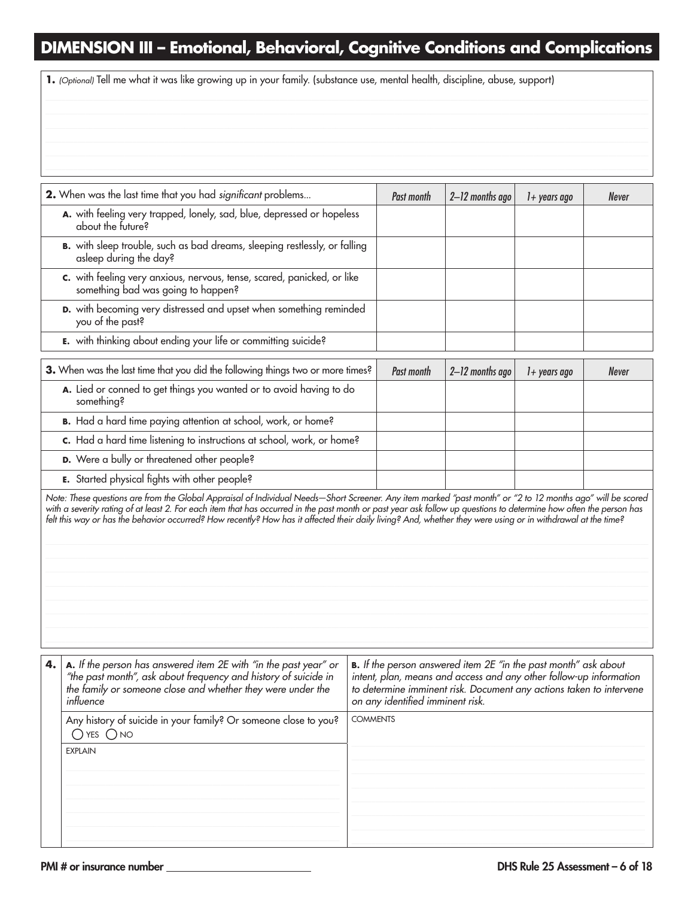# DIMENSION III – Emotional, Behavioral, Cognitive Conditions and Complications

**1.** *(Optional)* Tell me what it was like growing up in your family. (substance use, mental health, discipline, abuse, support)

| **2.** When was the last time that you had *significant* problems... | *Past month* | *2–12 months ago* | *1+ years ago* | *Never* |
|---|---|---|---|---|
| **A.** with feeling very trapped, lonely, sad, blue, depressed or hopeless about the future? | | | | |
| **B.** with sleep trouble, such as bad dreams, sleeping restlessly, or falling asleep during the day? | | | | |
| **C.** with feeling very anxious, nervous, tense, scared, panicked, or like something bad was going to happen? | | | | |
| **D.** with becoming very distressed and upset when something reminded you of the past? | | | | |
| **E.** with thinking about ending your life or committing suicide? | | | | |

| **3.** When was the last time that you did the following things two or more times? | *Past month* | *2–12 months ago* | *1+ years ago* | *Never* |
|---|---|---|---|---|
| **A.** Lied or conned to get things you wanted or to avoid having to do something? | | | | |
| **B.** Had a hard time paying attention at school, work, or home? | | | | |
| **C.** Had a hard time listening to instructions at school, work, or home? | | | | |
| **D.** Were a bully or threatened other people? | | | | |
| **E.** Started physical fights with other people? | | | | |

*Note: These questions are from the Global Appraisal of Individual Needs—Short Screener. Any item marked "past month" or "2 to 12 months ago" will be scored with a severity rating of at least 2. For each item that has occurred in the past month or past year ask follow up questions to determine how often the person has felt this way or has the behavior occurred? How recently? How has it affected their daily living? And, whether they were using or in withdrawal at the time?*

**4.**

**A.** *If the person has answered item 2E with "in the past year" or "the past month", ask about frequency and history of suicide in the family or someone close and whether they were under the influence*

Any history of suicide in your family? Or someone close to you? ◯ YES ◯ NO

EXPLAIN

**B.** *If the person answered item 2E "in the past month" ask about intent, plan, means and access and any other follow-up information to determine imminent risk. Document any actions taken to intervene on any identified imminent risk.*

COMMENTS

PMI # or insurance number ____________________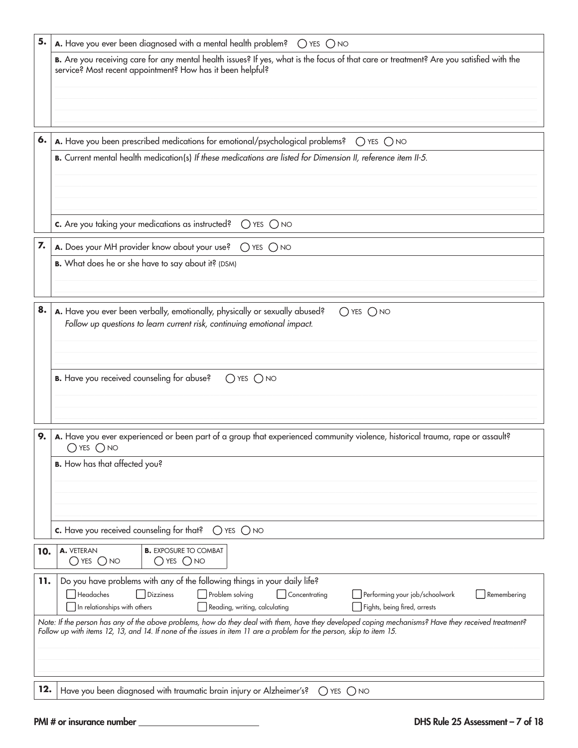**5.**

**A.** Have you ever been diagnosed with a mental health problem? ◯ YES ◯ NO

**B.** Are you receiving care for any mental health issues? If yes, what is the focus of that care or treatment? Are you satisfied with the service? Most recent appointment? How has it been helpful?

**6.**

**A.** Have you been prescribed medications for emotional/psychological problems? ◯ YES ◯ NO

**B.** Current mental health medication(s) *If these medications are listed for Dimension II, reference item II-5.*

**C.** Are you taking your medications as instructed? ◯ YES ◯ NO

**7.**

**A.** Does your MH provider know about your use? ◯ YES ◯ NO

**B.** What does he or she have to say about it? (DSM)

**8.**

**A.** Have you ever been verbally, emotionally, physically or sexually abused? ◯ YES ◯ NO

*Follow up questions to learn current risk, continuing emotional impact.*

**B.** Have you received counseling for abuse? ◯ YES ◯ NO

**9.**

**A.** Have you ever experienced or been part of a group that experienced community violence, historical trauma, rape or assault? ◯ YES ◯ NO

**B.** How has that affected you?

**C.** Have you received counseling for that? ◯ YES ◯ NO

**10.**

**A.** VETERAN ◯ YES ◯ NO

**B.** EXPOSURE TO COMBAT ◯ YES ◯ NO

**11.** Do you have problems with any of the following things in your daily life?

- [ ] Headaches
- [ ] Dizziness
- [ ] Problem solving
- [ ] Concentrating
- [ ] Performing your job/schoolwork
- [ ] Remembering
- [ ] In relationships with others
- [ ] Reading, writing, calculating
- [ ] Fights, being fired, arrests

*Note: If the person has any of the above problems, how do they deal with them, have they developed coping mechanisms? Have they received treatment? Follow up with items 12, 13, and 14. If none of the issues in item 11 are a problem for the person, skip to item 15.*

**12.** Have you been diagnosed with traumatic brain injury or Alzheimer's? ◯ YES ◯ NO

**PMI # or insurance number** ____________________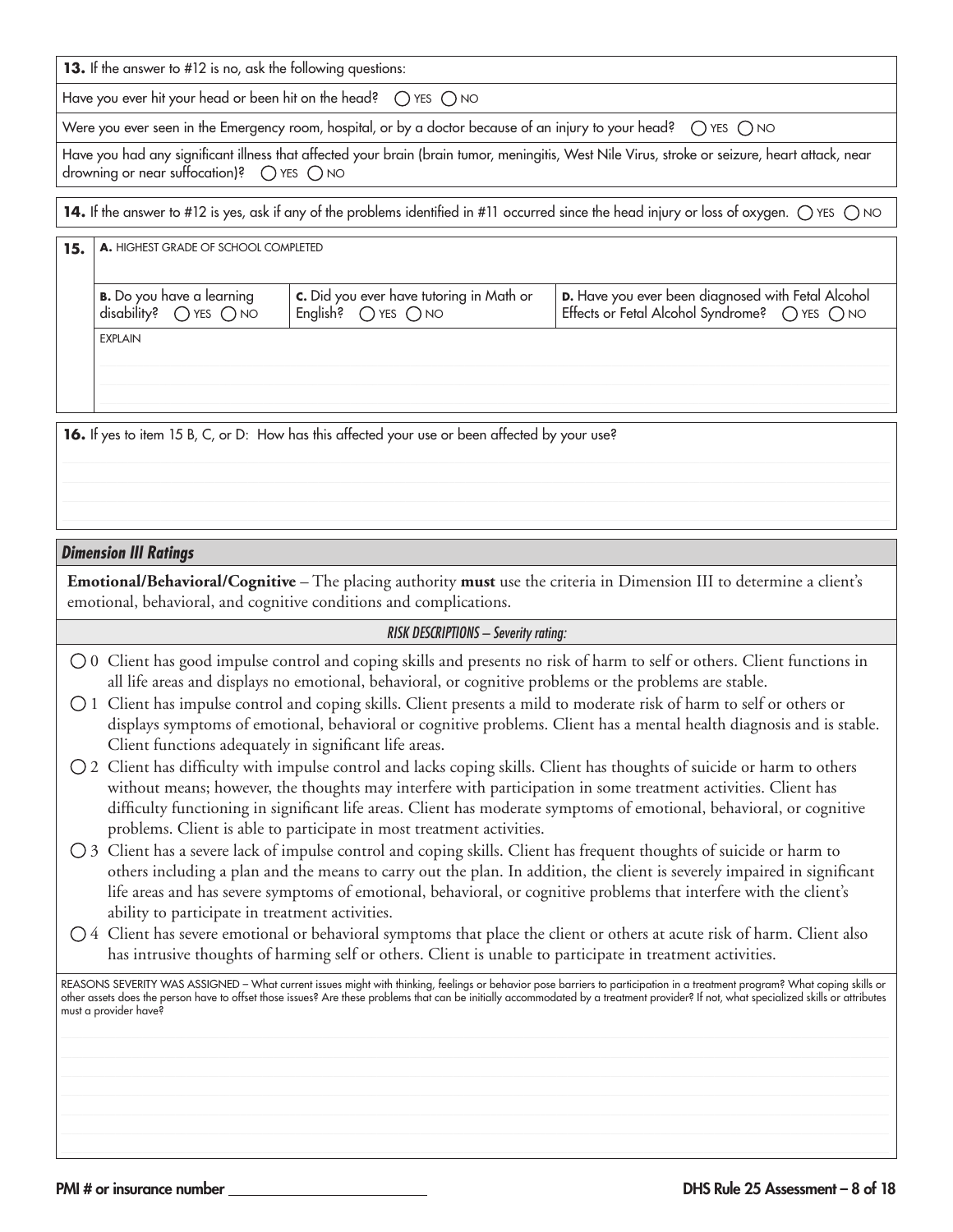**13.** If the answer to #12 is no, ask the following questions:

Have you ever hit your head or been hit on the head? ◯ YES ◯ NO

Were you ever seen in the Emergency room, hospital, or by a doctor because of an injury to your head? ◯ YES ◯ NO

Have you had any significant illness that affected your brain (brain tumor, meningitis, West Nile Virus, stroke or seizure, heart attack, near drowning or near suffocation)? ◯ YES ◯ NO

**14.** If the answer to #12 is yes, ask if any of the problems identified in #11 occurred since the head injury or loss of oxygen. ◯ YES ◯ NO

**15.** **A.** HIGHEST GRADE OF SCHOOL COMPLETED

| **B.** Do you have a learning disability? ◯ YES ◯ NO | **C.** Did you ever have tutoring in Math or English? ◯ YES ◯ NO | **D.** Have you ever been diagnosed with Fetal Alcohol Effects or Fetal Alcohol Syndrome? ◯ YES ◯ NO |
|---|---|---|

EXPLAIN

**16.** If yes to item 15 B, C, or D: How has this affected your use or been affected by your use?

## *Dimension III Ratings*

**Emotional/Behavioral/Cognitive** – The placing authority **must** use the criteria in Dimension III to determine a client's emotional, behavioral, and cognitive conditions and complications.

*RISK DESCRIPTIONS – Severity rating:*

- ◯ 0 Client has good impulse control and coping skills and presents no risk of harm to self or others. Client functions in all life areas and displays no emotional, behavioral, or cognitive problems or the problems are stable.
- ◯ 1 Client has impulse control and coping skills. Client presents a mild to moderate risk of harm to self or others or displays symptoms of emotional, behavioral or cognitive problems. Client has a mental health diagnosis and is stable. Client functions adequately in significant life areas.
- ◯ 2 Client has difficulty with impulse control and lacks coping skills. Client has thoughts of suicide or harm to others without means; however, the thoughts may interfere with participation in some treatment activities. Client has difficulty functioning in significant life areas. Client has moderate symptoms of emotional, behavioral, or cognitive problems. Client is able to participate in most treatment activities.
- ◯ 3 Client has a severe lack of impulse control and coping skills. Client has frequent thoughts of suicide or harm to others including a plan and the means to carry out the plan. In addition, the client is severely impaired in significant life areas and has severe symptoms of emotional, behavioral, or cognitive problems that interfere with the client's ability to participate in treatment activities.
- ◯ 4 Client has severe emotional or behavioral symptoms that place the client or others at acute risk of harm. Client also has intrusive thoughts of harming self or others. Client is unable to participate in treatment activities.

REASONS SEVERITY WAS ASSIGNED – What current issues might with thinking, feelings or behavior pose barriers to participation in a treatment program? What coping skills or other assets does the person have to offset those issues? Are these problems that can be initially accommodated by a treatment provider? If not, what specialized skills or attributes must a provider have?

**PMI # or insurance number** ____________________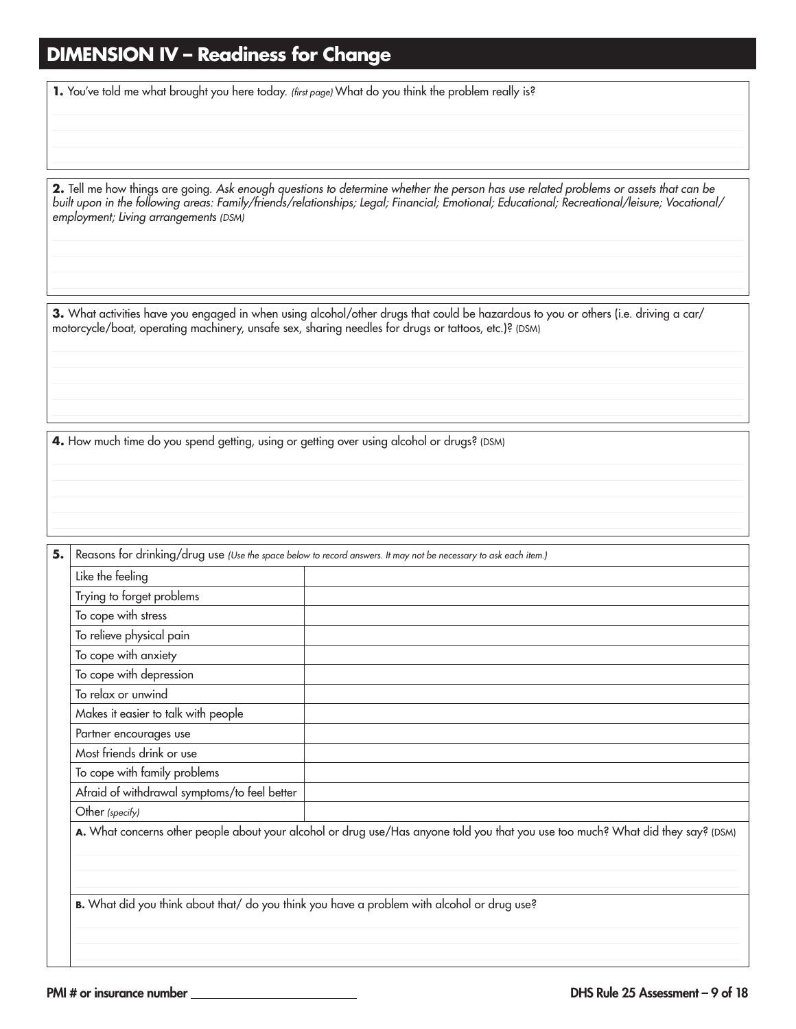## DIMENSION IV – Readiness for Change

**1.** You've told me what brought you here today. *(first page)* What do you think the problem really is?

**2.** Tell me how things are going. *Ask enough questions to determine whether the person has use related problems or assets that can be built upon in the following areas: Family/friends/relationships; Legal; Financial; Emotional; Educational; Recreational/leisure; Vocational/employment; Living arrangements (DSM)*

**3.** What activities have you engaged in when using alcohol/other drugs that could be hazardous to you or others (i.e. driving a car/motorcycle/boat, operating machinery, unsafe sex, sharing needles for drugs or tattoos, etc.)? (DSM)

**4.** How much time do you spend getting, using or getting over using alcohol or drugs? (DSM)

**5.** Reasons for drinking/drug use *(Use the space below to record answers. It may not be necessary to ask each item.)*

| Reason | |
|---|---|
| Like the feeling | |
| Trying to forget problems | |
| To cope with stress | |
| To relieve physical pain | |
| To cope with anxiety | |
| To cope with depression | |
| To relax or unwind | |
| Makes it easier to talk with people | |
| Partner encourages use | |
| Most friends drink or use | |
| To cope with family problems | |
| Afraid of withdrawal symptoms/to feel better | |
| Other *(specify)* | |

**A.** What concerns other people about your alcohol or drug use/Has anyone told you that you use too much? What did they say? (DSM)

**B.** What did you think about that/ do you think you have a problem with alcohol or drug use?

**PMI # or insurance number** ____________________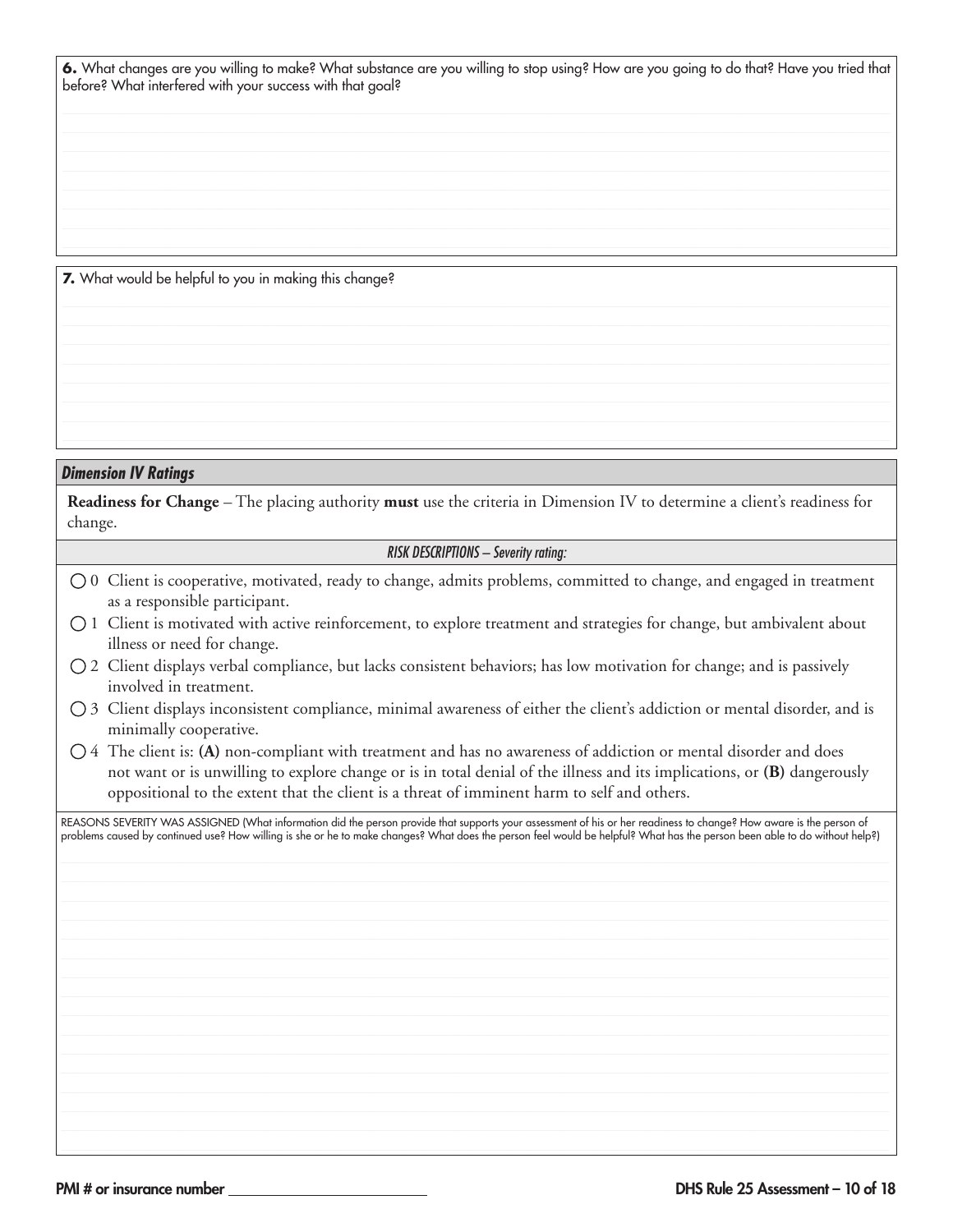**6.** What changes are you willing to make? What substance are you willing to stop using? How are you going to do that? Have you tried that before? What interfered with your success with that goal?

**7.** What would be helpful to you in making this change?

### *Dimension IV Ratings*

**Readiness for Change** – The placing authority **must** use the criteria in Dimension IV to determine a client's readiness for change.

*RISK DESCRIPTIONS – Severity rating:*

- ◯ 0 Client is cooperative, motivated, ready to change, admits problems, committed to change, and engaged in treatment as a responsible participant.
- ◯ 1 Client is motivated with active reinforcement, to explore treatment and strategies for change, but ambivalent about illness or need for change.
- ◯ 2 Client displays verbal compliance, but lacks consistent behaviors; has low motivation for change; and is passively involved in treatment.
- ◯ 3 Client displays inconsistent compliance, minimal awareness of either the client's addiction or mental disorder, and is minimally cooperative.
- ◯ 4 The client is: **(A)** non-compliant with treatment and has no awareness of addiction or mental disorder and does not want or is unwilling to explore change or is in total denial of the illness and its implications, or **(B)** dangerously oppositional to the extent that the client is a threat of imminent harm to self and others.

REASONS SEVERITY WAS ASSIGNED (What information did the person provide that supports your assessment of his or her readiness to change? How aware is the person of problems caused by continued use? How willing is she or he to make changes? What does the person feel would be helpful? What has the person been able to do without help?)

PMI # or insurance number ____________________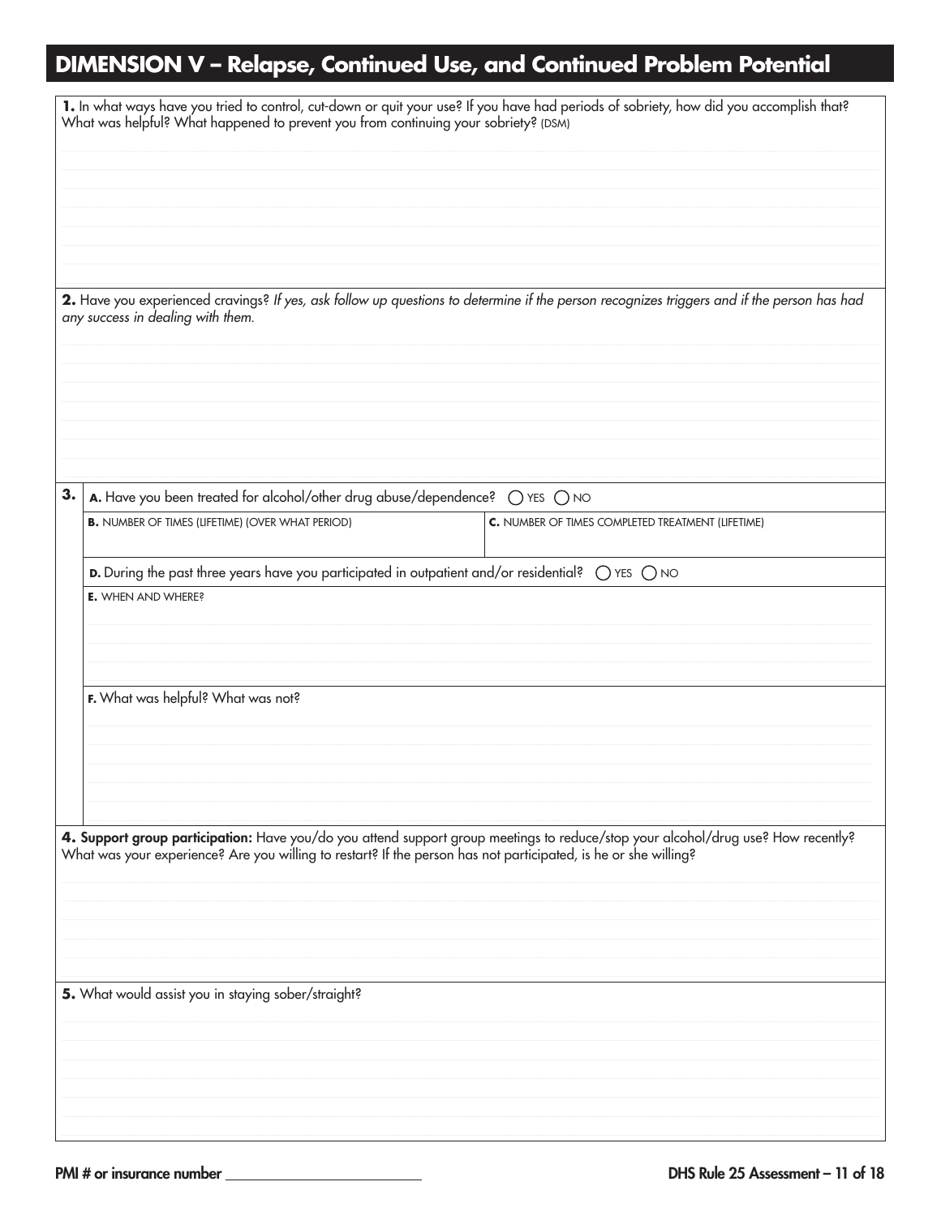## DIMENSION V – Relapse, Continued Use, and Continued Problem Potential

**1.** In what ways have you tried to control, cut-down or quit your use? If you have had periods of sobriety, how did you accomplish that? What was helpful? What happened to prevent you from continuing your sobriety? (DSM)

**2.** Have you experienced cravings? *If yes, ask follow up questions to determine if the person recognizes triggers and if the person has had any success in dealing with them.*

**3.**

**A.** Have you been treated for alcohol/other drug abuse/dependence? ◯ YES ◯ NO

| **B.** NUMBER OF TIMES (LIFETIME) (OVER WHAT PERIOD) | **C.** NUMBER OF TIMES COMPLETED TREATMENT (LIFETIME) |
|---|---|
| | |

**D.** During the past three years have you participated in outpatient and/or residential? ◯ YES ◯ NO

**E.** WHEN AND WHERE?

**F.** What was helpful? What was not?

**4. Support group participation:** Have you/do you attend support group meetings to reduce/stop your alcohol/drug use? How recently? What was your experience? Are you willing to restart? If the person has not participated, is he or she willing?

**5.** What would assist you in staying sober/straight?

PMI # or insurance number ____________________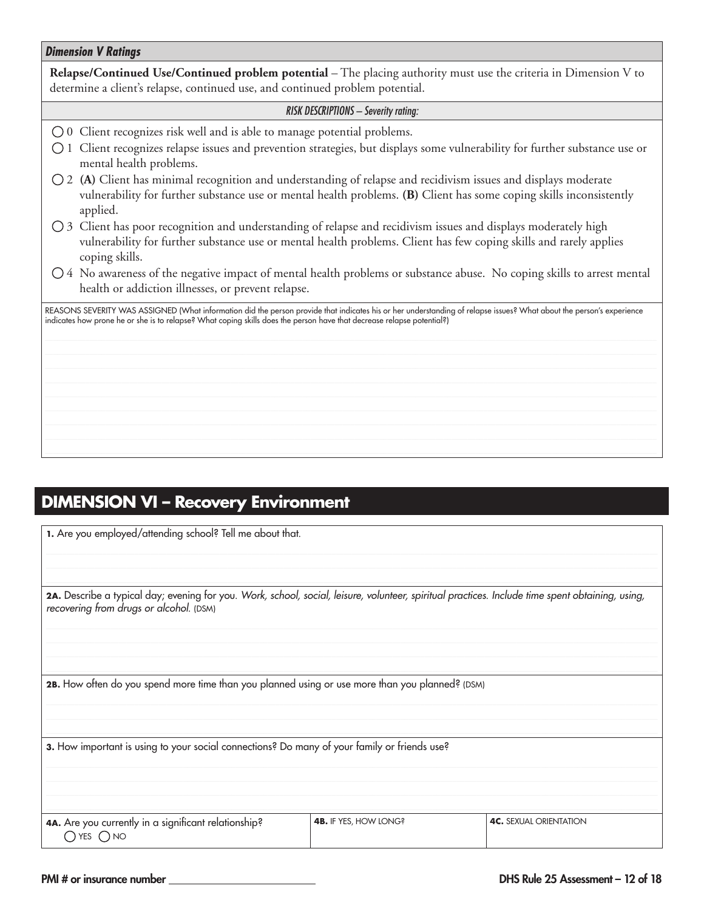### *Dimension V Ratings*

**Relapse/Continued Use/Continued problem potential** – The placing authority must use the criteria in Dimension V to determine a client's relapse, continued use, and continued problem potential.

*RISK DESCRIPTIONS – Severity rating:*

- ◯ 0 Client recognizes risk well and is able to manage potential problems.
- ◯ 1 Client recognizes relapse issues and prevention strategies, but displays some vulnerability for further substance use or mental health problems.
- ◯ 2 **(A)** Client has minimal recognition and understanding of relapse and recidivism issues and displays moderate vulnerability for further substance use or mental health problems. **(B)** Client has some coping skills inconsistently applied.
- ◯ 3 Client has poor recognition and understanding of relapse and recidivism issues and displays moderately high vulnerability for further substance use or mental health problems. Client has few coping skills and rarely applies coping skills.
- ◯ 4 No awareness of the negative impact of mental health problems or substance abuse. No coping skills to arrest mental health or addiction illnesses, or prevent relapse.

REASONS SEVERITY WAS ASSIGNED (What information did the person provide that indicates his or her understanding of relapse issues? What about the person's experience indicates how prone he or she is to relapse? What coping skills does the person have that decrease relapse potential?)

## DIMENSION VI – Recovery Environment

**1.** Are you employed/attending school? Tell me about that.

**2A.** Describe a typical day; evening for you. *Work, school, social, leisure, volunteer, spiritual practices. Include time spent obtaining, using, recovering from drugs or alcohol.* (DSM)

**2B.** How often do you spend more time than you planned using or use more than you planned? (DSM)

**3.** How important is using to your social connections? Do many of your family or friends use?

| **4A.** Are you currently in a significant relationship? ◯ YES ◯ NO | **4B.** IF YES, HOW LONG? | **4C.** SEXUAL ORIENTATION |
|---|---|---|

PMI # or insurance number ____________________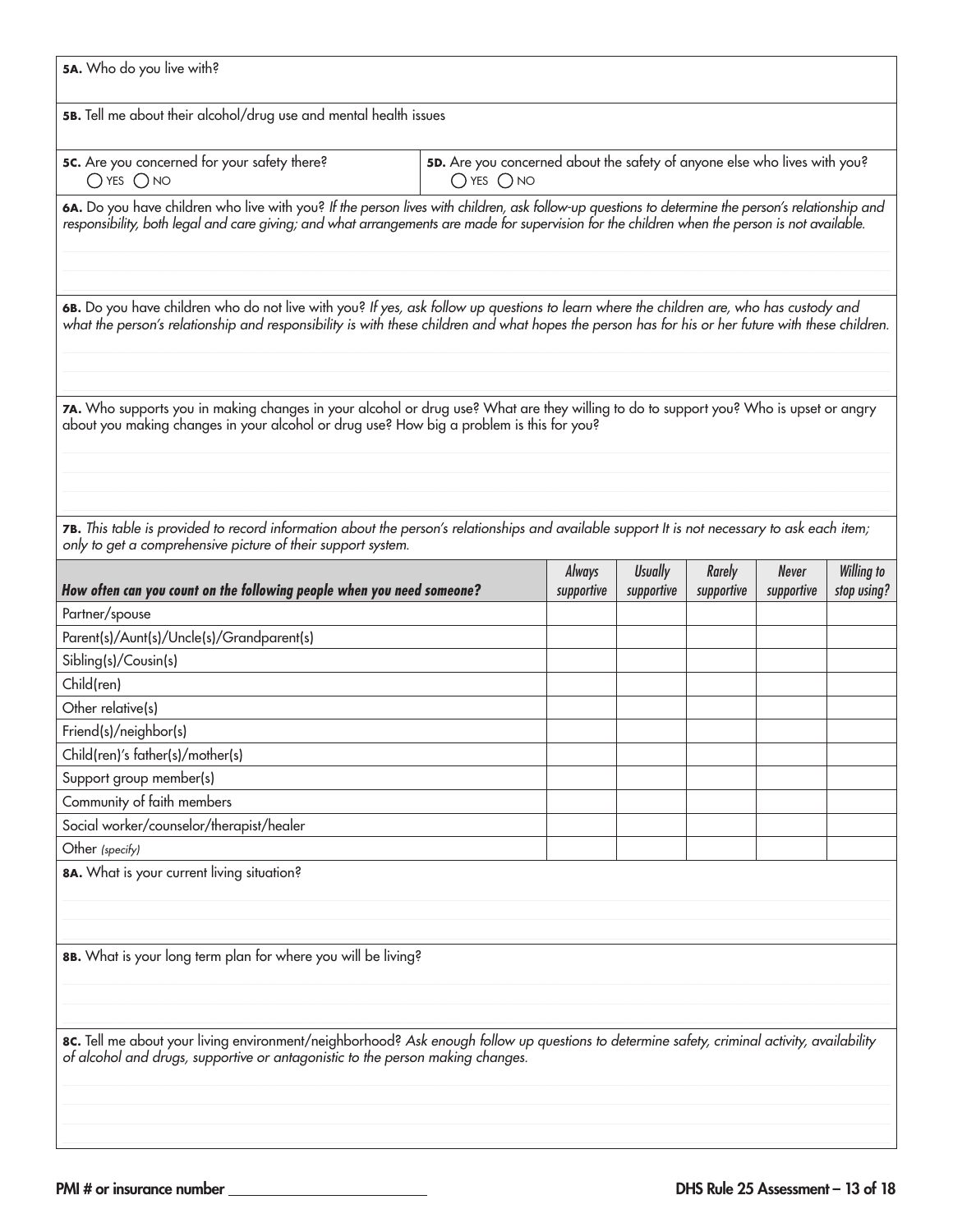**5A.** Who do you live with?

**5B.** Tell me about their alcohol/drug use and mental health issues

**5C.** Are you concerned for your safety there?
◯ YES ◯ NO

**5D.** Are you concerned about the safety of anyone else who lives with you?
◯ YES ◯ NO

**6A.** Do you have children who live with you? *If the person lives with children, ask follow-up questions to determine the person's relationship and responsibility, both legal and care giving; and what arrangements are made for supervision for the children when the person is not available.*

**6B.** Do you have children who do not live with you? *If yes, ask follow up questions to learn where the children are, who has custody and what the person's relationship and responsibility is with these children and what hopes the person has for his or her future with these children.*

**7A.** Who supports you in making changes in your alcohol or drug use? What are they willing to do to support you? Who is upset or angry about you making changes in your alcohol or drug use? How big a problem is this for you?

**7B.** *This table is provided to record information about the person's relationships and available support It is not necessary to ask each item; only to get a comprehensive picture of their support system.*

| *How often can you count on the following people when you need someone?* | *Always supportive* | *Usually supportive* | *Rarely supportive* | *Never supportive* | *Willing to stop using?* |
|---|---|---|---|---|---|
| Partner/spouse | | | | | |
| Parent(s)/Aunt(s)/Uncle(s)/Grandparent(s) | | | | | |
| Sibling(s)/Cousin(s) | | | | | |
| Child(ren) | | | | | |
| Other relative(s) | | | | | |
| Friend(s)/neighbor(s) | | | | | |
| Child(ren)'s father(s)/mother(s) | | | | | |
| Support group member(s) | | | | | |
| Community of faith members | | | | | |
| Social worker/counselor/therapist/healer | | | | | |
| Other *(specify)* | | | | | |

**8A.** What is your current living situation?

**8B.** What is your long term plan for where you will be living?

**8C.** Tell me about your living environment/neighborhood? *Ask enough follow up questions to determine safety, criminal activity, availability of alcohol and drugs, supportive or antagonistic to the person making changes.*

PMI # or insurance number ____________________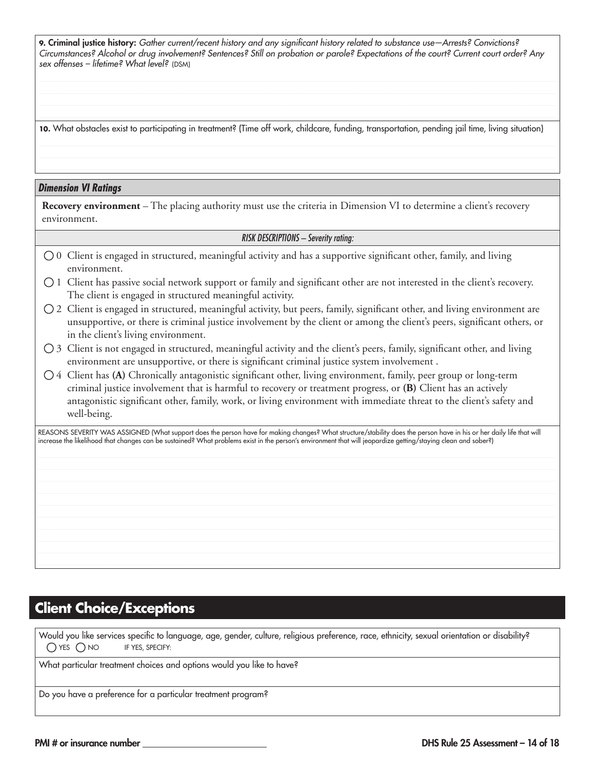**9. Criminal justice history:** *Gather current/recent history and any significant history related to substance use—Arrests? Convictions? Circumstances? Alcohol or drug involvement? Sentences? Still on probation or parole? Expectations of the court? Current court order? Any sex offenses – lifetime? What level?* (DSM)

**10.** What obstacles exist to participating in treatment? (Time off work, childcare, funding, transportation, pending jail time, living situation)

### *Dimension VI Ratings*

**Recovery environment** – The placing authority must use the criteria in Dimension VI to determine a client's recovery environment.

*RISK DESCRIPTIONS – Severity rating:*

- ◯ 0 Client is engaged in structured, meaningful activity and has a supportive significant other, family, and living environment.
- ◯ 1 Client has passive social network support or family and significant other are not interested in the client's recovery. The client is engaged in structured meaningful activity.
- ◯ 2 Client is engaged in structured, meaningful activity, but peers, family, significant other, and living environment are unsupportive, or there is criminal justice involvement by the client or among the client's peers, significant others, or in the client's living environment.
- ◯ 3 Client is not engaged in structured, meaningful activity and the client's peers, family, significant other, and living environment are unsupportive, or there is significant criminal justice system involvement .
- ◯ 4 Client has **(A)** Chronically antagonistic significant other, living environment, family, peer group or long-term criminal justice involvement that is harmful to recovery or treatment progress, or **(B)** Client has an actively antagonistic significant other, family, work, or living environment with immediate threat to the client's safety and well-being.

REASONS SEVERITY WAS ASSIGNED (What support does the person have for making changes? What structure/stability does the person have in his or her daily life that will increase the likelihood that changes can be sustained? What problems exist in the person's environment that will jeopardize getting/staying clean and sober?)

## Client Choice/Exceptions

Would you like services specific to language, age, gender, culture, religious preference, race, ethnicity, sexual orientation or disability?
◯ YES ◯ NO IF YES, SPECIFY:

What particular treatment choices and options would you like to have?

Do you have a preference for a particular treatment program?

PMI # or insurance number ____________________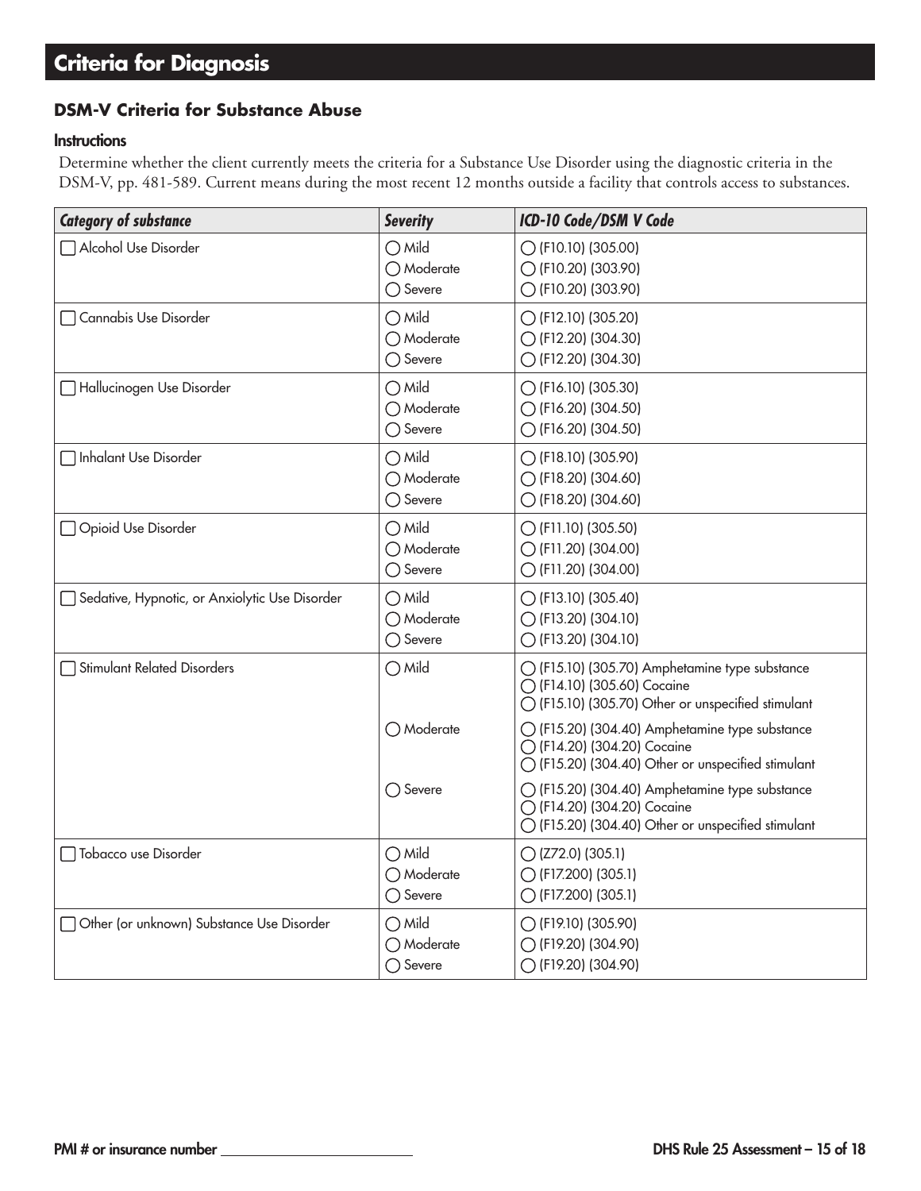# Criteria for Diagnosis

### DSM-V Criteria for Substance Abuse

#### Instructions

Determine whether the client currently meets the criteria for a Substance Use Disorder using the diagnostic criteria in the DSM-V, pp. 481-589. Current means during the most recent 12 months outside a facility that controls access to substances.

| *Category of substance* | *Severity* | *ICD-10 Code/DSM V Code* |
|---|---|---|
| ☐ Alcohol Use Disorder | ◯ Mild<br>◯ Moderate<br>◯ Severe | ◯ (F10.10) (305.00)<br>◯ (F10.20) (303.90)<br>◯ (F10.20) (303.90) |
| ☐ Cannabis Use Disorder | ◯ Mild<br>◯ Moderate<br>◯ Severe | ◯ (F12.10) (305.20)<br>◯ (F12.20) (304.30)<br>◯ (F12.20) (304.30) |
| ☐ Hallucinogen Use Disorder | ◯ Mild<br>◯ Moderate<br>◯ Severe | ◯ (F16.10) (305.30)<br>◯ (F16.20) (304.50)<br>◯ (F16.20) (304.50) |
| ☐ Inhalant Use Disorder | ◯ Mild<br>◯ Moderate<br>◯ Severe | ◯ (F18.10) (305.90)<br>◯ (F18.20) (304.60)<br>◯ (F18.20) (304.60) |
| ☐ Opioid Use Disorder | ◯ Mild<br>◯ Moderate<br>◯ Severe | ◯ (F11.10) (305.50)<br>◯ (F11.20) (304.00)<br>◯ (F11.20) (304.00) |
| ☐ Sedative, Hypnotic, or Anxiolytic Use Disorder | ◯ Mild<br>◯ Moderate<br>◯ Severe | ◯ (F13.10) (305.40)<br>◯ (F13.20) (304.10)<br>◯ (F13.20) (304.10) |
| ☐ Stimulant Related Disorders | ◯ Mild | ◯ (F15.10) (305.70) Amphetamine type substance<br>◯ (F14.10) (305.60) Cocaine<br>◯ (F15.10) (305.70) Other or unspecified stimulant |
| | ◯ Moderate | ◯ (F15.20) (304.40) Amphetamine type substance<br>◯ (F14.20) (304.20) Cocaine<br>◯ (F15.20) (304.40) Other or unspecified stimulant |
| | ◯ Severe | ◯ (F15.20) (304.40) Amphetamine type substance<br>◯ (F14.20) (304.20) Cocaine<br>◯ (F15.20) (304.40) Other or unspecified stimulant |
| ☐ Tobacco use Disorder | ◯ Mild<br>◯ Moderate<br>◯ Severe | ◯ (Z72.0) (305.1)<br>◯ (F17.200) (305.1)<br>◯ (F17.200) (305.1) |
| ☐ Other (or unknown) Substance Use Disorder | ◯ Mild<br>◯ Moderate<br>◯ Severe | ◯ (F19.10) (305.90)<br>◯ (F19.20) (304.90)<br>◯ (F19.20) (304.90) |

PMI # or insurance number ______________________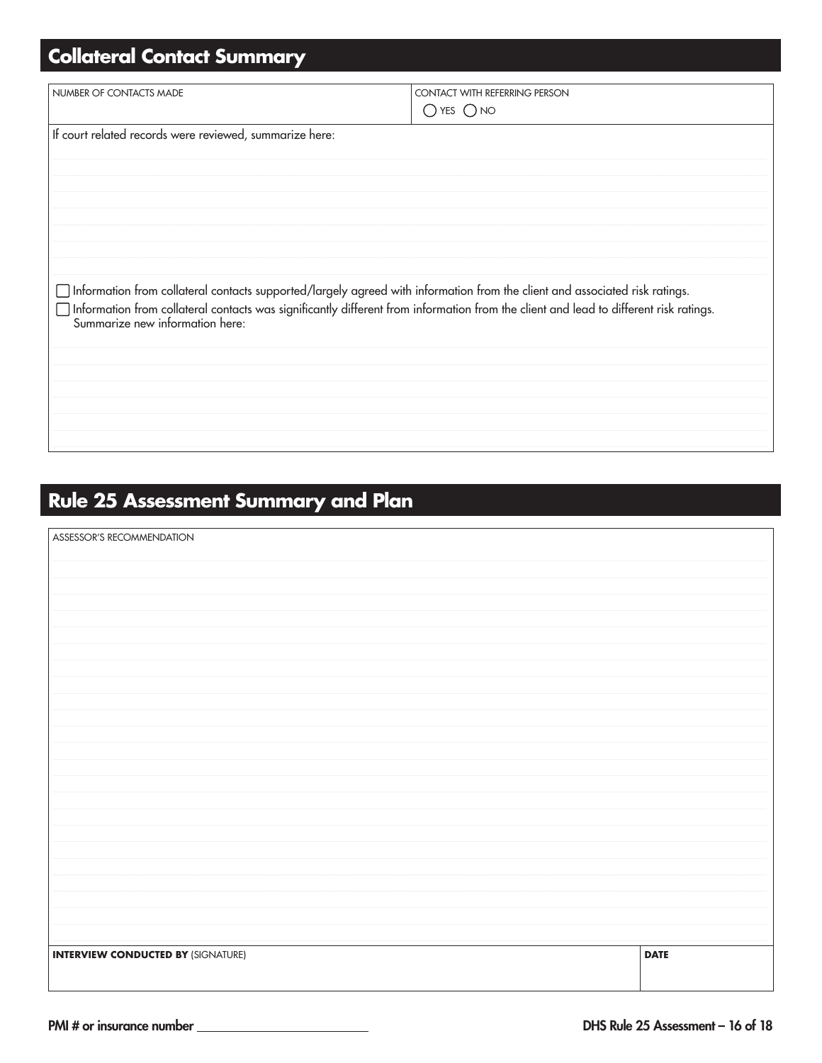## Collateral Contact Summary

| NUMBER OF CONTACTS MADE | CONTACT WITH REFERRING PERSON ◯ YES ◯ NO |
|---|---|

If court related records were reviewed, summarize here:

☐ Information from collateral contacts supported/largely agreed with information from the client and associated risk ratings.

☐ Information from collateral contacts was significantly different from information from the client and lead to different risk ratings. Summarize new information here:

## Rule 25 Assessment Summary and Plan

ASSESSOR'S RECOMMENDATION

| **INTERVIEW CONDUCTED BY** (SIGNATURE) | **DATE** |
|---|---|
| | |

PMI # or insurance number ____________________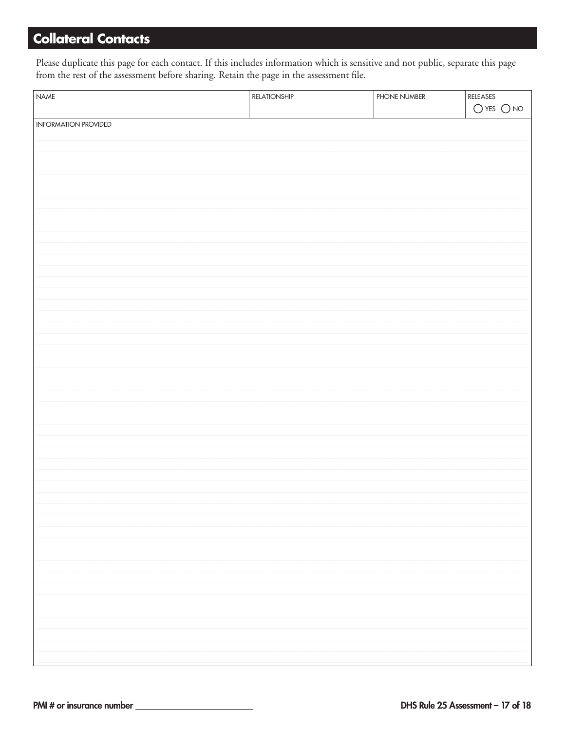## Collateral Contacts

Please duplicate this page for each contact. If this includes information which is sensitive and not public, separate this page from the rest of the assessment before sharing. Retain the page in the assessment file.

| NAME | RELATIONSHIP | PHONE NUMBER | RELEASES ◯ YES ◯ NO |
|---|---|---|---|
| | | | |

INFORMATION PROVIDED

PMI # or insurance number ______________________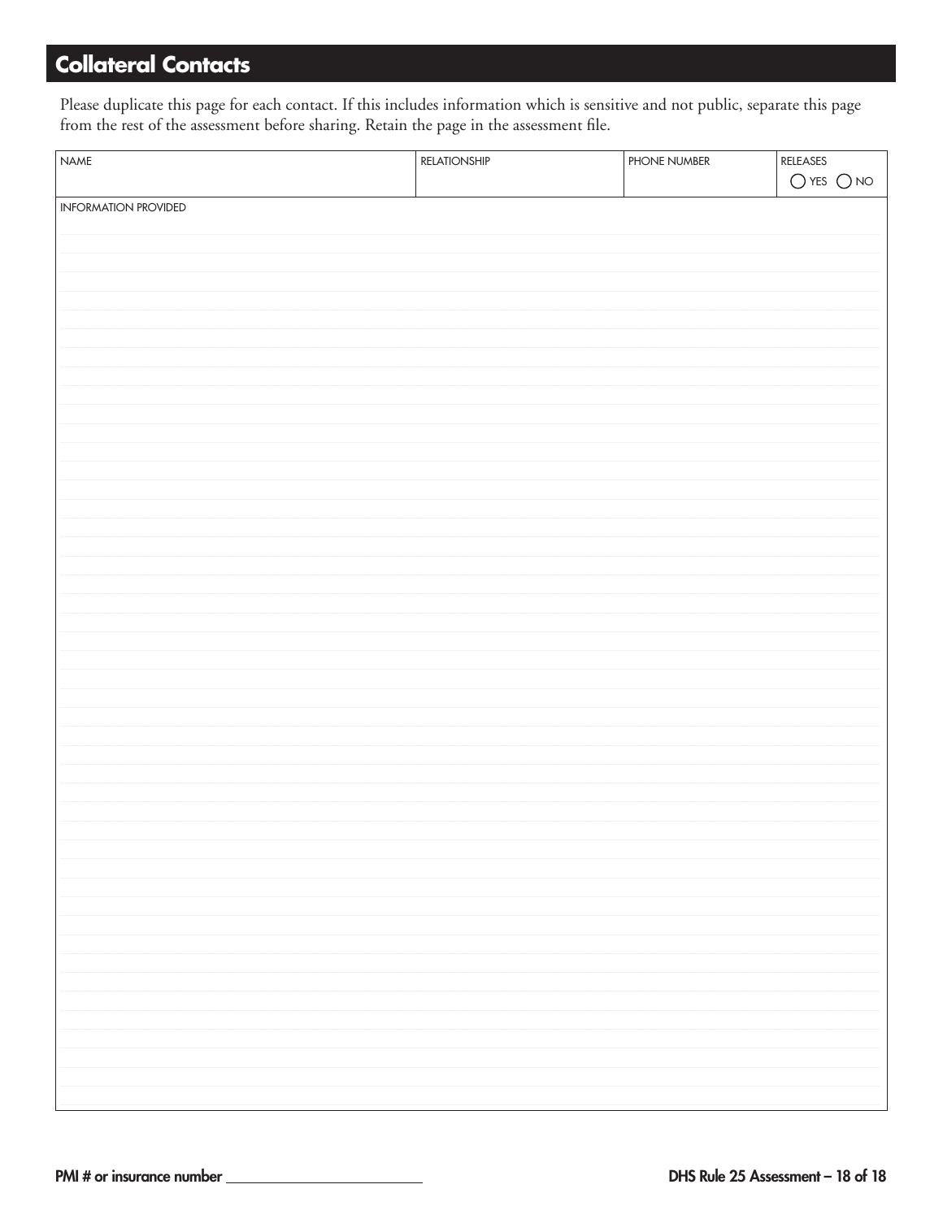## Collateral Contacts

Please duplicate this page for each contact. If this includes information which is sensitive and not public, separate this page from the rest of the assessment before sharing. Retain the page in the assessment file.

| NAME | RELATIONSHIP | PHONE NUMBER | RELEASES<br>◯ YES ◯ NO |
|---|---|---|---|
| INFORMATION PROVIDED | | | |

PMI # or insurance number ___________________________